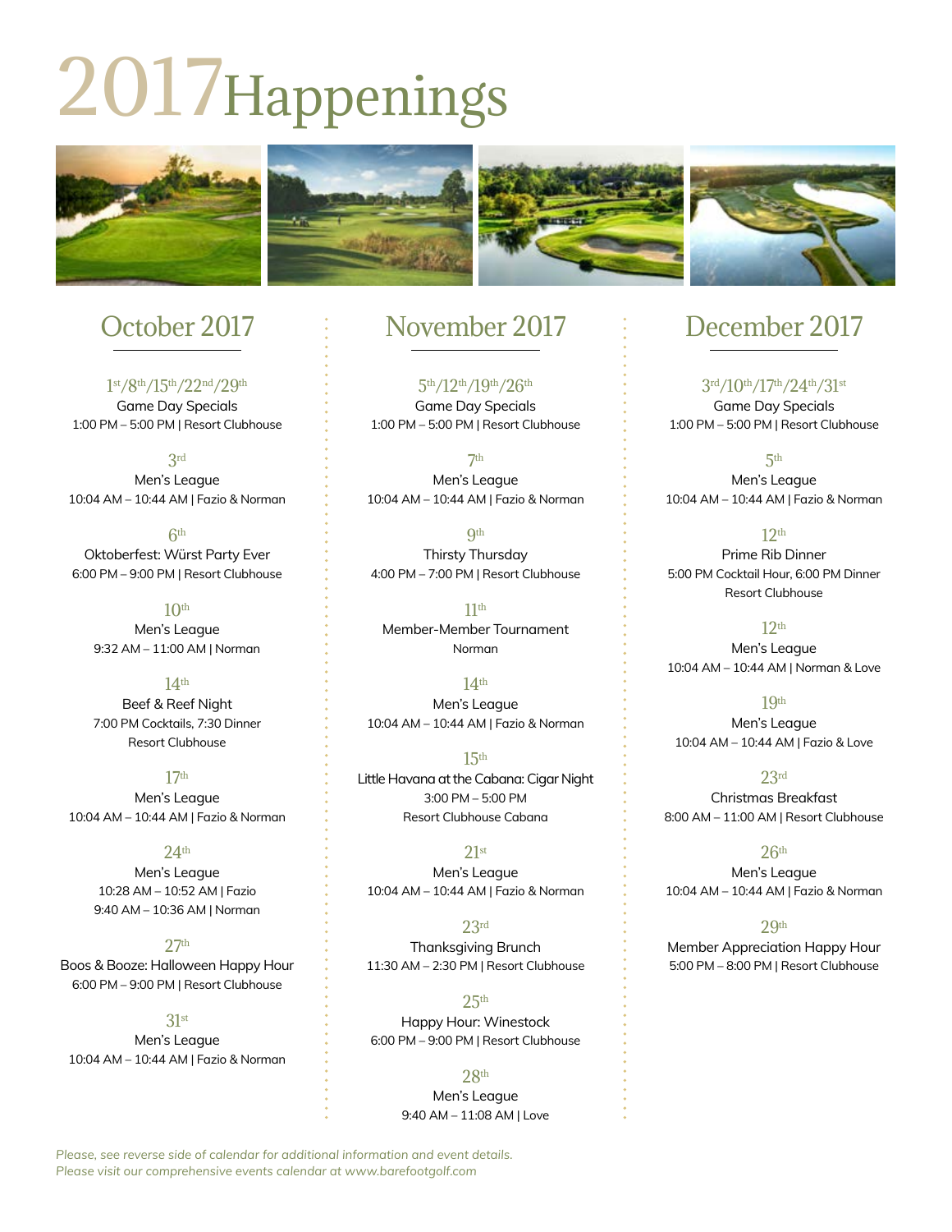# 2017 Happenings

## October 2017

1st/8th/15th/22nd/29th
Game Day Specials
1:00 PM – 5:00 PM | Resort Clubhouse

3rd
Men's League
10:04 AM – 10:44 AM | Fazio & Norman

6th
Oktoberfest: Würst Party Ever
6:00 PM – 9:00 PM | Resort Clubhouse

10th
Men's League
9:32 AM – 11:00 AM | Norman

14th
Beef & Reef Night
7:00 PM Cocktails, 7:30 Dinner
Resort Clubhouse

17th
Men's League
10:04 AM – 10:44 AM | Fazio & Norman

24th
Men's League
10:28 AM – 10:52 AM | Fazio
9:40 AM – 10:36 AM | Norman

27th
Boos & Booze: Halloween Happy Hour
6:00 PM – 9:00 PM | Resort Clubhouse

31st
Men's League
10:04 AM – 10:44 AM | Fazio & Norman

## November 2017

5th/12th/19th/26th
Game Day Specials
1:00 PM – 5:00 PM | Resort Clubhouse

7th
Men's League
10:04 AM – 10:44 AM | Fazio & Norman

9th
Thirsty Thursday
4:00 PM – 7:00 PM | Resort Clubhouse

11th
Member-Member Tournament
Norman

14th
Men's League
10:04 AM – 10:44 AM | Fazio & Norman

15th
Little Havana at the Cabana: Cigar Night
3:00 PM – 5:00 PM
Resort Clubhouse Cabana

21st
Men's League
10:04 AM – 10:44 AM | Fazio & Norman

23rd
Thanksgiving Brunch
11:30 AM – 2:30 PM | Resort Clubhouse

25th
Happy Hour: Winestock
6:00 PM – 9:00 PM | Resort Clubhouse

28th
Men's League
9:40 AM – 11:08 AM | Love

## December 2017

3rd/10th/17th/24th/31st
Game Day Specials
1:00 PM – 5:00 PM | Resort Clubhouse

5th
Men's League
10:04 AM – 10:44 AM | Fazio & Norman

12th
Prime Rib Dinner
5:00 PM Cocktail Hour, 6:00 PM Dinner
Resort Clubhouse

12th
Men's League
10:04 AM – 10:44 AM | Norman & Love

19th
Men's League
10:04 AM – 10:44 AM | Fazio & Love

23rd
Christmas Breakfast
8:00 AM – 11:00 AM | Resort Clubhouse

26th
Men's League
10:04 AM – 10:44 AM | Fazio & Norman

29th
Member Appreciation Happy Hour
5:00 PM – 8:00 PM | Resort Clubhouse

*Please, see reverse side of calendar for additional information and event details.*
*Please visit our comprehensive events calendar at www.barefootgolf.com*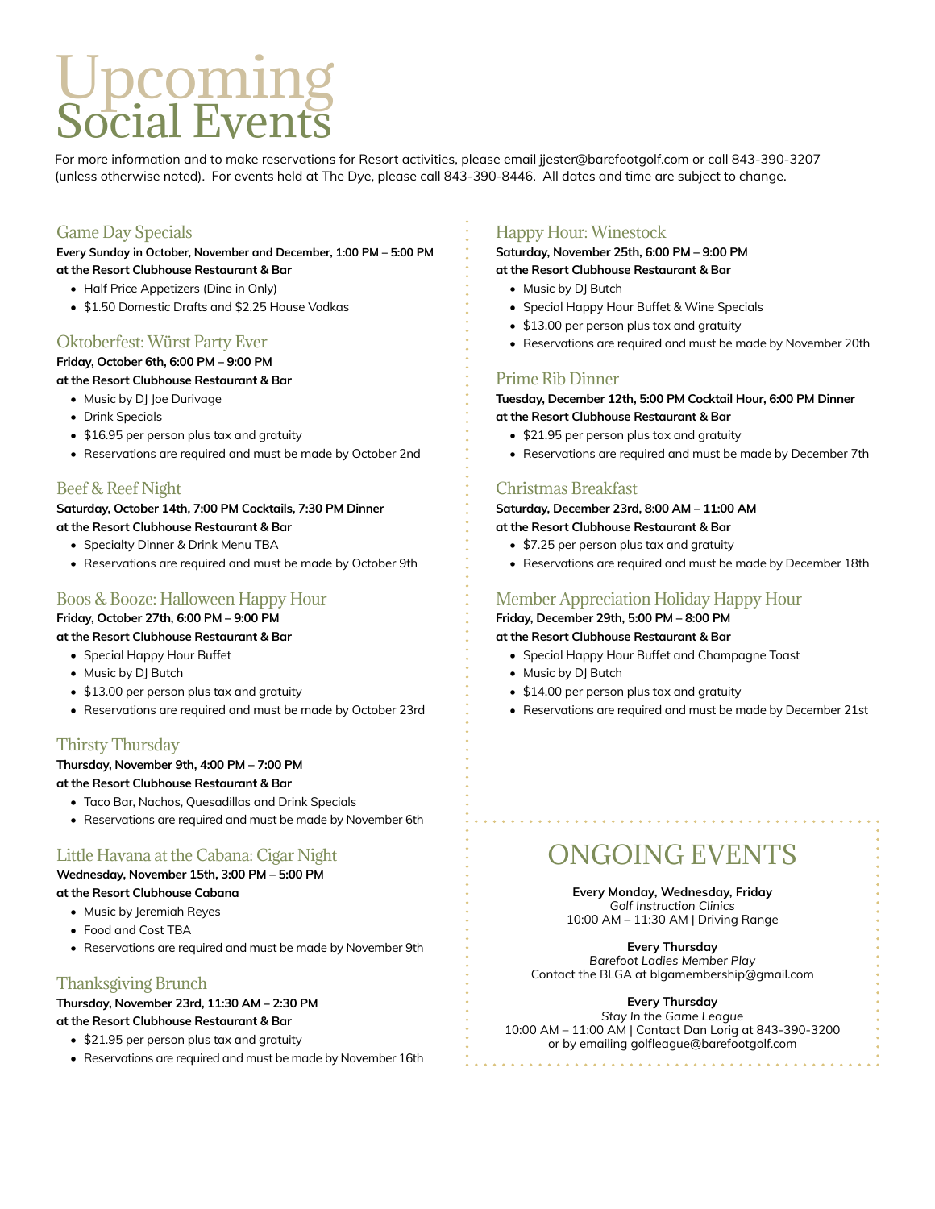# Upcoming Social Events

For more information and to make reservations for Resort activities, please email jjester@barefootgolf.com or call 843-390-3207 (unless otherwise noted). For events held at The Dye, please call 843-390-8446. All dates and time are subject to change.

## Game Day Specials

**Every Sunday in October, November and December, 1:00 PM – 5:00 PM**
**at the Resort Clubhouse Restaurant & Bar**

- Half Price Appetizers (Dine in Only)
- $1.50 Domestic Drafts and $2.25 House Vodkas

## Oktoberfest: Würst Party Ever

**Friday, October 6th, 6:00 PM – 9:00 PM**
**at the Resort Clubhouse Restaurant & Bar**

- Music by DJ Joe Durivage
- Drink Specials
- $16.95 per person plus tax and gratuity
- Reservations are required and must be made by October 2nd

## Beef & Reef Night

**Saturday, October 14th, 7:00 PM Cocktails, 7:30 PM Dinner**
**at the Resort Clubhouse Restaurant & Bar**

- Specialty Dinner & Drink Menu TBA
- Reservations are required and must be made by October 9th

## Boos & Booze: Halloween Happy Hour

**Friday, October 27th, 6:00 PM – 9:00 PM**
**at the Resort Clubhouse Restaurant & Bar**

- Special Happy Hour Buffet
- Music by DJ Butch
- $13.00 per person plus tax and gratuity
- Reservations are required and must be made by October 23rd

## Thirsty Thursday

**Thursday, November 9th, 4:00 PM – 7:00 PM**
**at the Resort Clubhouse Restaurant & Bar**

- Taco Bar, Nachos, Quesadillas and Drink Specials
- Reservations are required and must be made by November 6th

## Little Havana at the Cabana: Cigar Night

**Wednesday, November 15th, 3:00 PM – 5:00 PM**
**at the Resort Clubhouse Cabana**

- Music by Jeremiah Reyes
- Food and Cost TBA
- Reservations are required and must be made by November 9th

## Thanksgiving Brunch

**Thursday, November 23rd, 11:30 AM – 2:30 PM**
**at the Resort Clubhouse Restaurant & Bar**

- $21.95 per person plus tax and gratuity
- Reservations are required and must be made by November 16th

## Happy Hour: Winestock

**Saturday, November 25th, 6:00 PM – 9:00 PM**
**at the Resort Clubhouse Restaurant & Bar**

- Music by DJ Butch
- Special Happy Hour Buffet & Wine Specials
- $13.00 per person plus tax and gratuity
- Reservations are required and must be made by November 20th

## Prime Rib Dinner

**Tuesday, December 12th, 5:00 PM Cocktail Hour, 6:00 PM Dinner**
**at the Resort Clubhouse Restaurant & Bar**

- $21.95 per person plus tax and gratuity
- Reservations are required and must be made by December 7th

## Christmas Breakfast

**Saturday, December 23rd, 8:00 AM – 11:00 AM**
**at the Resort Clubhouse Restaurant & Bar**

- $7.25 per person plus tax and gratuity
- Reservations are required and must be made by December 18th

## Member Appreciation Holiday Happy Hour

**Friday, December 29th, 5:00 PM – 8:00 PM**
**at the Resort Clubhouse Restaurant & Bar**

- Special Happy Hour Buffet and Champagne Toast
- Music by DJ Butch
- $14.00 per person plus tax and gratuity
- Reservations are required and must be made by December 21st

## ONGOING EVENTS

**Every Monday, Wednesday, Friday**
*Golf Instruction Clinics*
10:00 AM – 11:30 AM | Driving Range

**Every Thursday**
*Barefoot Ladies Member Play*
Contact the BLGA at blgamembership@gmail.com

**Every Thursday**
*Stay In the Game League*
10:00 AM – 11:00 AM | Contact Dan Lorig at 843-390-3200 or by emailing golfleague@barefootgolf.com